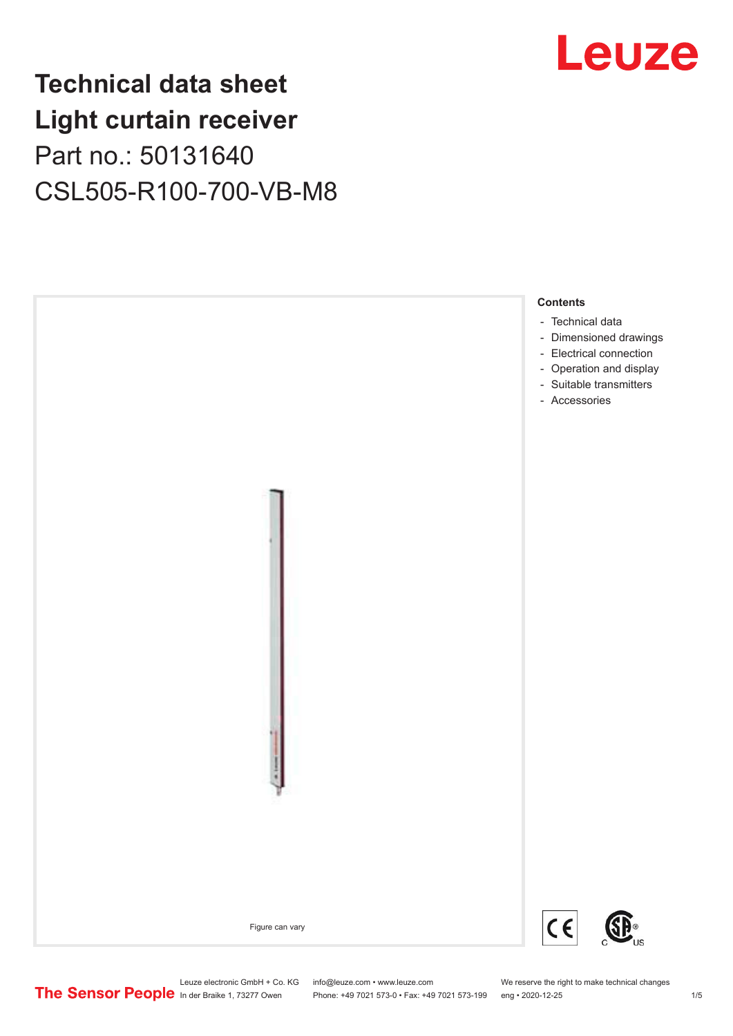# Technical data sheet
# Light curtain receiver

Part no.: 50131640

CSL505-R100-700-VB-M8

Figure can vary

**Contents**

- Technical data
- Dimensioned drawings
- Electrical connection
- Operation and display
- Suitable transmitters
- Accessories

Leuze electronic GmbH + Co. KG
In der Braike 1, 73277 Owen

info@leuze.com • www.leuze.com
Phone: +49 7021 573-0 • Fax: +49 7021 573-199

We reserve the right to make technical changes
eng • 2020-12-25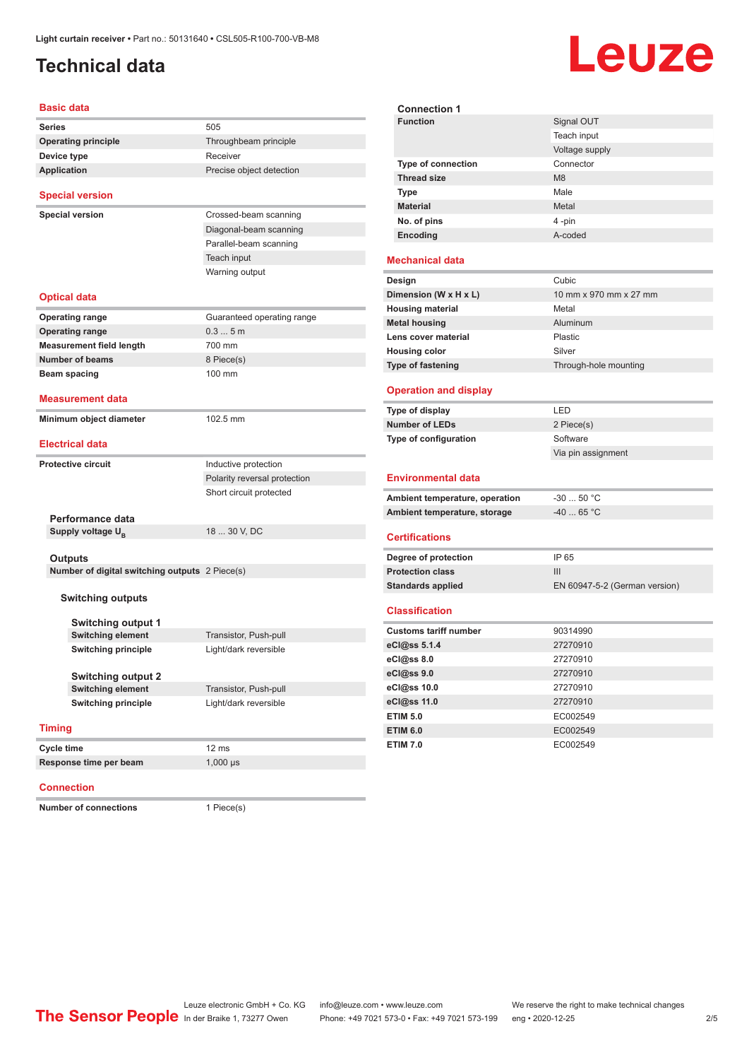# Technical data

## Basic data

| | |
|---|---|
| **Series** | 505 |
| **Operating principle** | Throughbeam principle |
| **Device type** | Receiver |
| **Application** | Precise object detection |

## Special version

| | |
|---|---|
| **Special version** | Crossed-beam scanning |
| | Diagonal-beam scanning |
| | Parallel-beam scanning |
| | Teach input |
| | Warning output |

## Optical data

| | |
|---|---|
| **Operating range** | Guaranteed operating range |
| **Operating range** | 0.3 ... 5 m |
| **Measurement field length** | 700 mm |
| **Number of beams** | 8 Piece(s) |
| **Beam spacing** | 100 mm |

## Measurement data

| | |
|---|---|
| **Minimum object diameter** | 102.5 mm |

## Electrical data

| | |
|---|---|
| **Protective circuit** | Inductive protection |
| | Polarity reversal protection |
| | Short circuit protected |

### Performance data

| | |
|---|---|
| **Supply voltage $U_B$** | 18 ... 30 V, DC |

### Outputs

| | |
|---|---|
| **Number of digital switching outputs** | 2 Piece(s) |

#### Switching outputs

##### Switching output 1

| | |
|---|---|
| **Switching element** | Transistor, Push-pull |
| **Switching principle** | Light/dark reversible |

##### Switching output 2

| | |
|---|---|
| **Switching element** | Transistor, Push-pull |
| **Switching principle** | Light/dark reversible |

## Timing

| | |
|---|---|
| **Cycle time** | 12 ms |
| **Response time per beam** | 1,000 µs |

## Connection

| | |
|---|---|
| **Number of connections** | 1 Piece(s) |

### Connection 1

| | |
|---|---|
| **Function** | Signal OUT |
| | Teach input |
| | Voltage supply |
| **Type of connection** | Connector |
| **Thread size** | M8 |
| **Type** | Male |
| **Material** | Metal |
| **No. of pins** | 4 -pin |
| **Encoding** | A-coded |

## Mechanical data

| | |
|---|---|
| **Design** | Cubic |
| **Dimension (W x H x L)** | 10 mm x 970 mm x 27 mm |
| **Housing material** | Metal |
| **Metal housing** | Aluminum |
| **Lens cover material** | Plastic |
| **Housing color** | Silver |
| **Type of fastening** | Through-hole mounting |

## Operation and display

| | |
|---|---|
| **Type of display** | LED |
| **Number of LEDs** | 2 Piece(s) |
| **Type of configuration** | Software |
| | Via pin assignment |

## Environmental data

| | |
|---|---|
| **Ambient temperature, operation** | -30 ... 50 °C |
| **Ambient temperature, storage** | -40 ... 65 °C |

## Certifications

| | |
|---|---|
| **Degree of protection** | IP 65 |
| **Protection class** | III |
| **Standards applied** | EN 60947-5-2 (German version) |

## Classification

| | |
|---|---|
| **Customs tariff number** | 90314990 |
| **eCl@ss 5.1.4** | 27270910 |
| **eCl@ss 8.0** | 27270910 |
| **eCl@ss 9.0** | 27270910 |
| **eCl@ss 10.0** | 27270910 |
| **eCl@ss 11.0** | 27270910 |
| **ETIM 5.0** | EC002549 |
| **ETIM 6.0** | EC002549 |
| **ETIM 7.0** | EC002549 |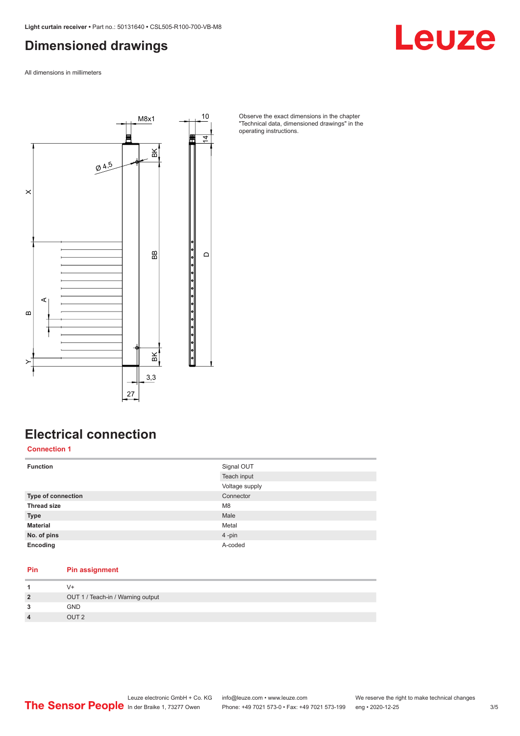# Dimensioned drawings

All dimensions in millimeters

Observe the exact dimensions in the chapter "Technical data, dimensioned drawings" in the operating instructions.

# Electrical connection

### Connection 1

| | |
|---|---|
| **Function** | Signal OUT |
| | Teach input |
| | Voltage supply |
| **Type of connection** | Connector |
| **Thread size** | M8 |
| **Type** | Male |
| **Material** | Metal |
| **No. of pins** | 4 -pin |
| **Encoding** | A-coded |

| Pin | Pin assignment |
|---|---|
| **1** | V+ |
| **2** | OUT 1 / Teach-in / Warning output |
| **3** | GND |
| **4** | OUT 2 |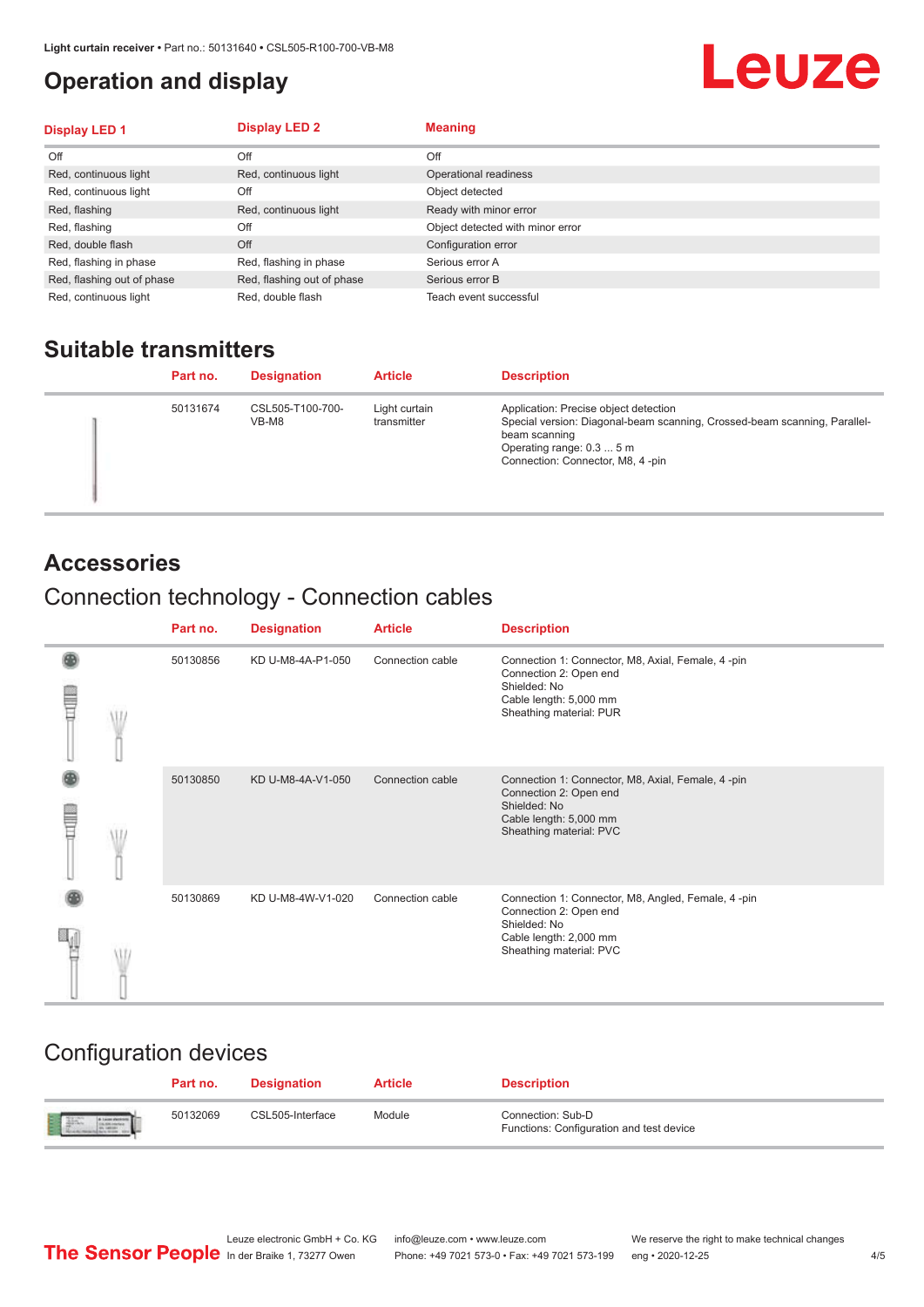# Operation and display

| Display LED 1 | Display LED 2 | Meaning |
|---|---|---|
| Off | Off | Off |
| Red, continuous light | Red, continuous light | Operational readiness |
| Red, continuous light | Off | Object detected |
| Red, flashing | Red, continuous light | Ready with minor error |
| Red, flashing | Off | Object detected with minor error |
| Red, double flash | Off | Configuration error |
| Red, flashing in phase | Red, flashing in phase | Serious error A |
| Red, flashing out of phase | Red, flashing out of phase | Serious error B |
| Red, continuous light | Red, double flash | Teach event successful |

## Suitable transmitters

| Part no. | Designation | Article | Description |
|---|---|---|---|
| 50131674 | CSL505-T100-700-VB-M8 | Light curtain transmitter | Application: Precise object detection<br>Special version: Diagonal-beam scanning, Crossed-beam scanning, Parallel-beam scanning<br>Operating range: 0.3 ... 5 m<br>Connection: Connector, M8, 4 -pin |

## Accessories

### Connection technology - Connection cables

| Part no. | Designation | Article | Description |
|---|---|---|---|
| 50130856 | KD U-M8-4A-P1-050 | Connection cable | Connection 1: Connector, M8, Axial, Female, 4 -pin<br>Connection 2: Open end<br>Shielded: No<br>Cable length: 5,000 mm<br>Sheathing material: PUR |
| 50130850 | KD U-M8-4A-V1-050 | Connection cable | Connection 1: Connector, M8, Axial, Female, 4 -pin<br>Connection 2: Open end<br>Shielded: No<br>Cable length: 5,000 mm<br>Sheathing material: PVC |
| 50130869 | KD U-M8-4W-V1-020 | Connection cable | Connection 1: Connector, M8, Angled, Female, 4 -pin<br>Connection 2: Open end<br>Shielded: No<br>Cable length: 2,000 mm<br>Sheathing material: PVC |

### Configuration devices

| Part no. | Designation | Article | Description |
|---|---|---|---|
| 50132069 | CSL505-Interface | Module | Connection: Sub-D<br>Functions: Configuration and test device |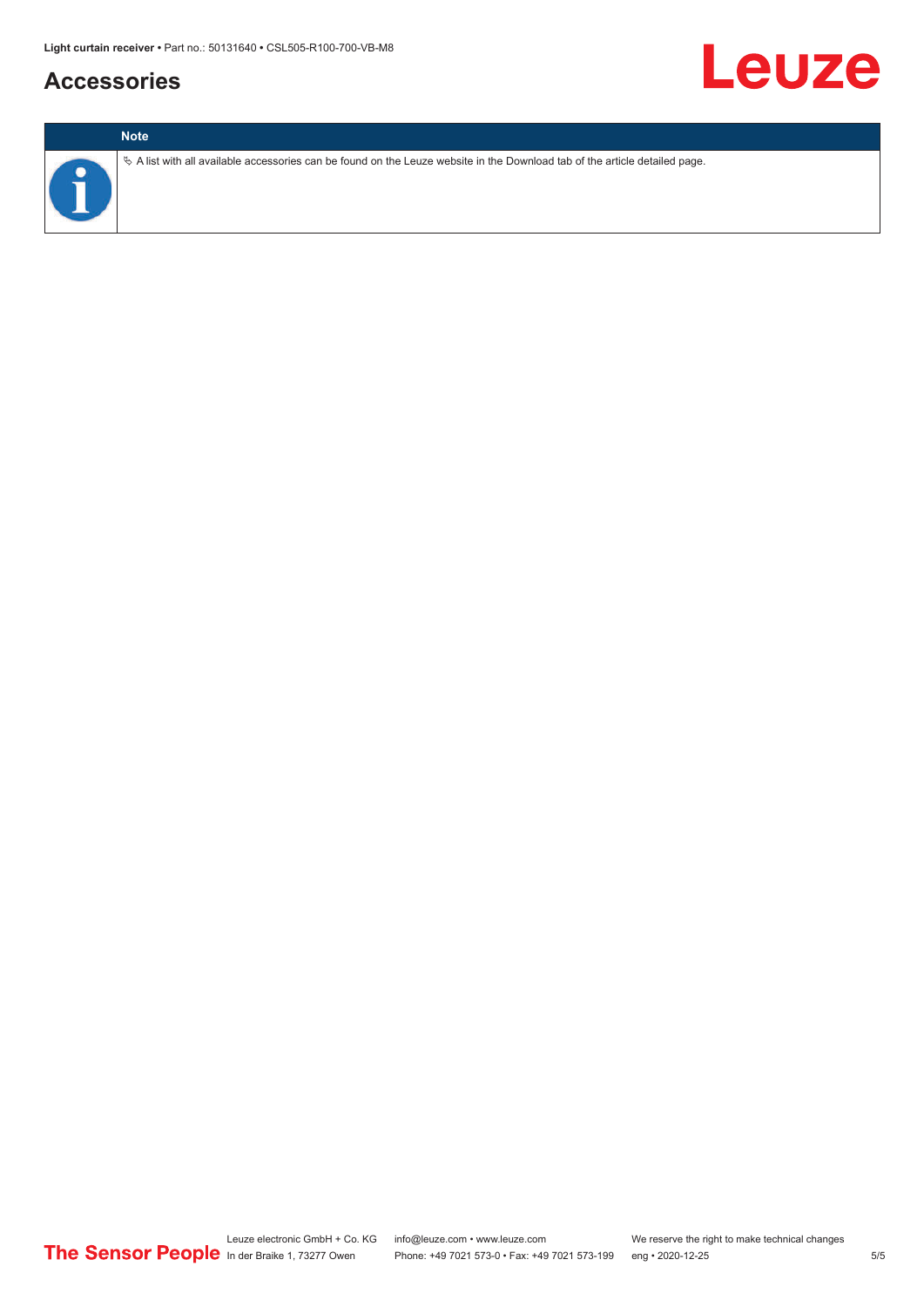## Accessories

| | Note |
| --- | --- |
| | ✎ A list with all available accessories can be found on the Leuze website in the Download tab of the article detailed page. |